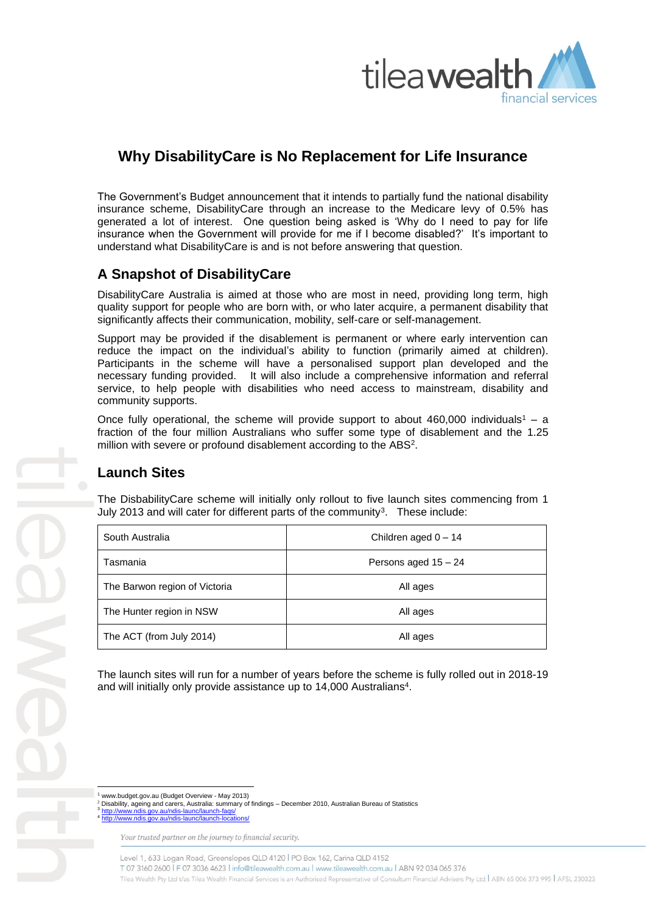# Why DisabilityCare is No Replacement for Life Insurance

The Government's Budget announcement that it intends to partially fund the national disability insurance scheme, DisabilityCare through an increase to the Medicare levy of 0.5% has generated a lot of interest. One question being asked is 'Why do I need to pay for life insurance when the Government will provide for me if I become disabled?' It's important to understand what DisabilityCare is and is not before answering that question.

## A Snapshot of DisabilityCare

DisabilityCare Australia is aimed at those who are most in need, providing long term, high quality support for people who are born with, or who later acquire, a permanent disability that significantly affects their communication, mobility, self-care or self-management.

Support may be provided if the disablement is permanent or where early intervention can reduce the impact on the individual's ability to function (primarily aimed at children). Participants in the scheme will have a personalised support plan developed and the necessary funding provided. It will also include a comprehensive information and referral service, to help people with disabilities who need access to mainstream, disability and community supports.

Once fully operational, the scheme will provide support to about 460,000 individuals[1] – a fraction of the four million Australians who suffer some type of disablement and the 1.25 million with severe or profound disablement according to the ABS[2].

## Launch Sites

The DisbabilityCare scheme will initially only rollout to five launch sites commencing from 1 July 2013 and will cater for different parts of the community[3]. These include:

| | |
|---|---|
| South Australia | Children aged 0 – 14 |
| Tasmania | Persons aged 15 – 24 |
| The Barwon region of Victoria | All ages |
| The Hunter region in NSW | All ages |
| The ACT (from July 2014) | All ages |

The launch sites will run for a number of years before the scheme is fully rolled out in 2018-19 and will initially only provide assistance up to 14,000 Australians[4].

---

[1] www.budget.gov.au (Budget Overview - May 2013)
[2] Disability, ageing and carers, Australia: summary of findings – December 2010, Australian Bureau of Statistics
[3] http://www.ndis.gov.au/ndis-launc/launch-faqs/
[4] http://www.ndis.gov.au/ndis-launc/launch-locations/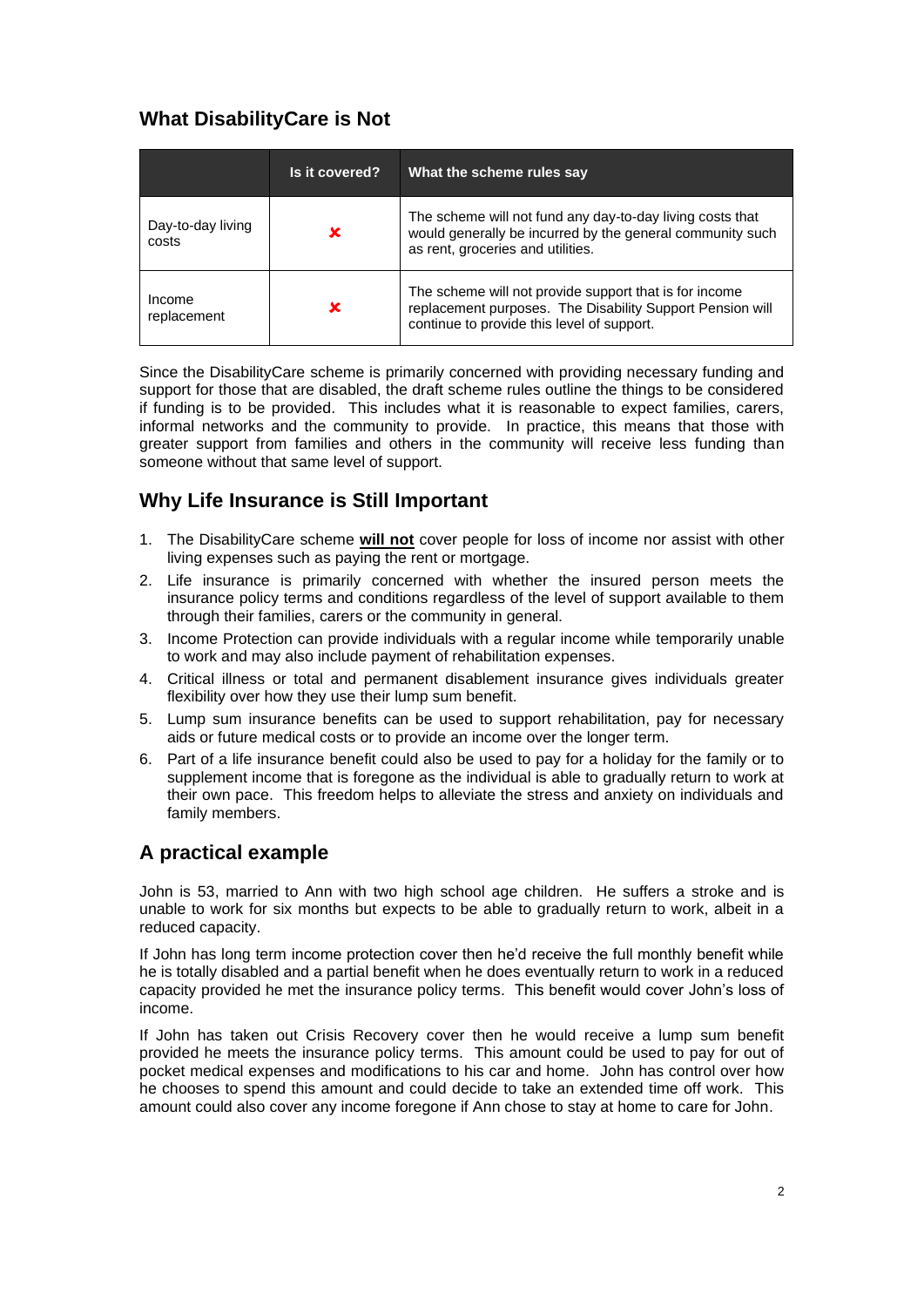## What DisabilityCare is Not

| | Is it covered? | What the scheme rules say |
|---|---|---|
| Day-to-day living costs | ✘ | The scheme will not fund any day-to-day living costs that would generally be incurred by the general community such as rent, groceries and utilities. |
| Income replacement | ✘ | The scheme will not provide support that is for income replacement purposes. The Disability Support Pension will continue to provide this level of support. |

Since the DisabilityCare scheme is primarily concerned with providing necessary funding and support for those that are disabled, the draft scheme rules outline the things to be considered if funding is to be provided. This includes what it is reasonable to expect families, carers, informal networks and the community to provide. In practice, this means that those with greater support from families and others in the community will receive less funding than someone without that same level of support.

## Why Life Insurance is Still Important

1. The DisabilityCare scheme **will not** cover people for loss of income nor assist with other living expenses such as paying the rent or mortgage.
2. Life insurance is primarily concerned with whether the insured person meets the insurance policy terms and conditions regardless of the level of support available to them through their families, carers or the community in general.
3. Income Protection can provide individuals with a regular income while temporarily unable to work and may also include payment of rehabilitation expenses.
4. Critical illness or total and permanent disablement insurance gives individuals greater flexibility over how they use their lump sum benefit.
5. Lump sum insurance benefits can be used to support rehabilitation, pay for necessary aids or future medical costs or to provide an income over the longer term.
6. Part of a life insurance benefit could also be used to pay for a holiday for the family or to supplement income that is foregone as the individual is able to gradually return to work at their own pace. This freedom helps to alleviate the stress and anxiety on individuals and family members.

## A practical example

John is 53, married to Ann with two high school age children. He suffers a stroke and is unable to work for six months but expects to be able to gradually return to work, albeit in a reduced capacity.

If John has long term income protection cover then he'd receive the full monthly benefit while he is totally disabled and a partial benefit when he does eventually return to work in a reduced capacity provided he met the insurance policy terms. This benefit would cover John's loss of income.

If John has taken out Crisis Recovery cover then he would receive a lump sum benefit provided he meets the insurance policy terms. This amount could be used to pay for out of pocket medical expenses and modifications to his car and home. John has control over how he chooses to spend this amount and could decide to take an extended time off work. This amount could also cover any income foregone if Ann chose to stay at home to care for John.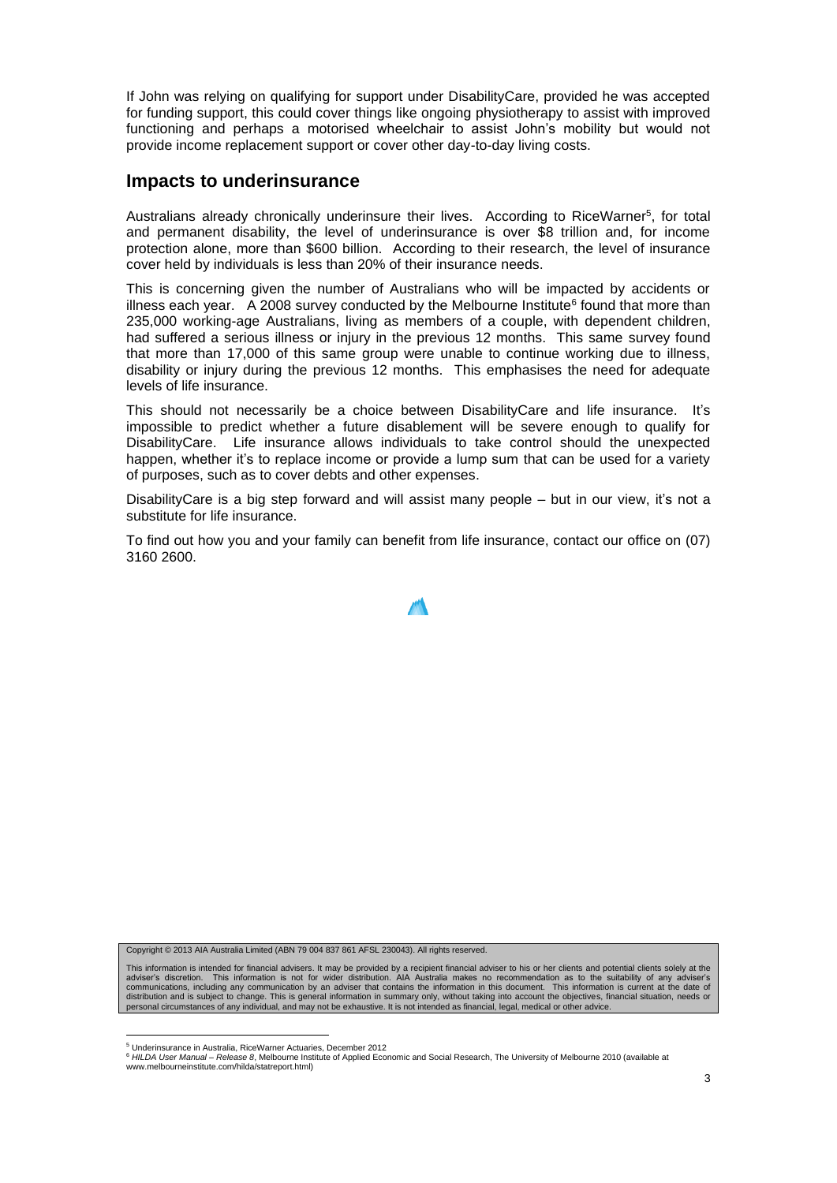If John was relying on qualifying for support under DisabilityCare, provided he was accepted for funding support, this could cover things like ongoing physiotherapy to assist with improved functioning and perhaps a motorised wheelchair to assist John's mobility but would not provide income replacement support or cover other day-to-day living costs.

## Impacts to underinsurance

Australians already chronically underinsure their lives. According to RiceWarner[5], for total and permanent disability, the level of underinsurance is over $8 trillion and, for income protection alone, more than $600 billion. According to their research, the level of insurance cover held by individuals is less than 20% of their insurance needs.

This is concerning given the number of Australians who will be impacted by accidents or illness each year. A 2008 survey conducted by the Melbourne Institute[6] found that more than 235,000 working-age Australians, living as members of a couple, with dependent children, had suffered a serious illness or injury in the previous 12 months. This same survey found that more than 17,000 of this same group were unable to continue working due to illness, disability or injury during the previous 12 months. This emphasises the need for adequate levels of life insurance.

This should not necessarily be a choice between DisabilityCare and life insurance. It's impossible to predict whether a future disablement will be severe enough to qualify for DisabilityCare. Life insurance allows individuals to take control should the unexpected happen, whether it's to replace income or provide a lump sum that can be used for a variety of purposes, such as to cover debts and other expenses.

DisabilityCare is a big step forward and will assist many people – but in our view, it's not a substitute for life insurance.

To find out how you and your family can benefit from life insurance, contact our office on (07) 3160 2600.

Copyright © 2013 AIA Australia Limited (ABN 79 004 837 861 AFSL 230043). All rights reserved.

This information is intended for financial advisers. It may be provided by a recipient financial adviser to his or her clients and potential clients solely at the adviser's discretion. This information is not for wider distribution. AIA Australia makes no recommendation as to the suitability of any adviser's communications, including any communication by an adviser that contains the information in this document. This information is current at the date of distribution and is subject to change. This is general information in summary only, without taking into account the objectives, financial situation, needs or personal circumstances of any individual, and may not be exhaustive. It is not intended as financial, legal, medical or other advice.

[5] Underinsurance in Australia, RiceWarner Actuaries, December 2012

[6] *HILDA User Manual – Release 8*, Melbourne Institute of Applied Economic and Social Research, The University of Melbourne 2010 (available at www.melbourneinstitute.com/hilda/statreport.html)